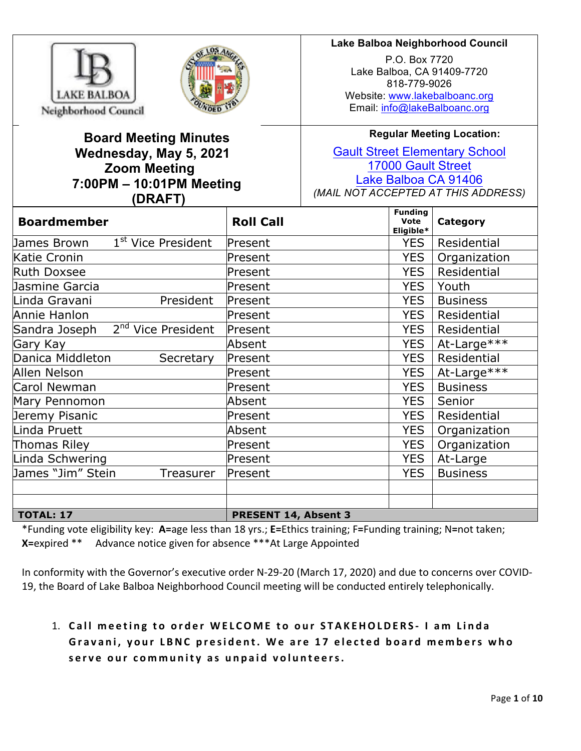**Lake Balboa Neighborhood Council**
P.O. Box 7720
Lake Balboa, CA 91409-7720
818-779-9026
Website: www.lakebalboanc.org
Email: info@lakeBalboanc.org

# Board Meeting Minutes
## Wednesday, May 5, 2021
## Zoom Meeting
## 7:00PM – 10:01PM Meeting
## (DRAFT)

**Regular Meeting Location:**
Gault Street Elementary School
17000 Gault Street
Lake Balboa CA 91406
*(MAIL NOT ACCEPTED AT THIS ADDRESS)*

| Boardmember | Roll Call | Funding Vote Eligible* | Category |
|---|---|---|---|
| James Brown 1st Vice President | Present | YES | Residential |
| Katie Cronin | Present | YES | Organization |
| Ruth Doxsee | Present | YES | Residential |
| Jasmine Garcia | Present | YES | Youth |
| Linda Gravani President | Present | YES | Business |
| Annie Hanlon | Present | YES | Residential |
| Sandra Joseph 2nd Vice President | Present | YES | Residential |
| Gary Kay | Absent | YES | At-Large*** |
| Danica Middleton Secretary | Present | YES | Residential |
| Allen Nelson | Present | YES | At-Large*** |
| Carol Newman | Present | YES | Business |
| Mary Pennomon | Absent | YES | Senior |
| Jeremy Pisanic | Present | YES | Residential |
| Linda Pruett | Absent | YES | Organization |
| Thomas Riley | Present | YES | Organization |
| Linda Schwering | Present | YES | At-Large |
| James "Jim" Stein Treasurer | Present | YES | Business |
| | | | |
| | | | |
| **TOTAL: 17** | **PRESENT 14, Absent 3** | | |

*Funding vote eligibility key: **A=**age less than 18 yrs.; **E=**Ethics training; F=Funding training; N=not taken; **X=**expired ** Advance notice given for absence ***At Large Appointed

In conformity with the Governor's executive order N-29-20 (March 17, 2020) and due to concerns over COVID-19, the Board of Lake Balboa Neighborhood Council meeting will be conducted entirely telephonically.

1. **Call meeting to order WELCOME to our STAKEHOLDERS- I am Linda Gravani, your LBNC president. We are 17 elected board members who serve our community as unpaid volunteers.**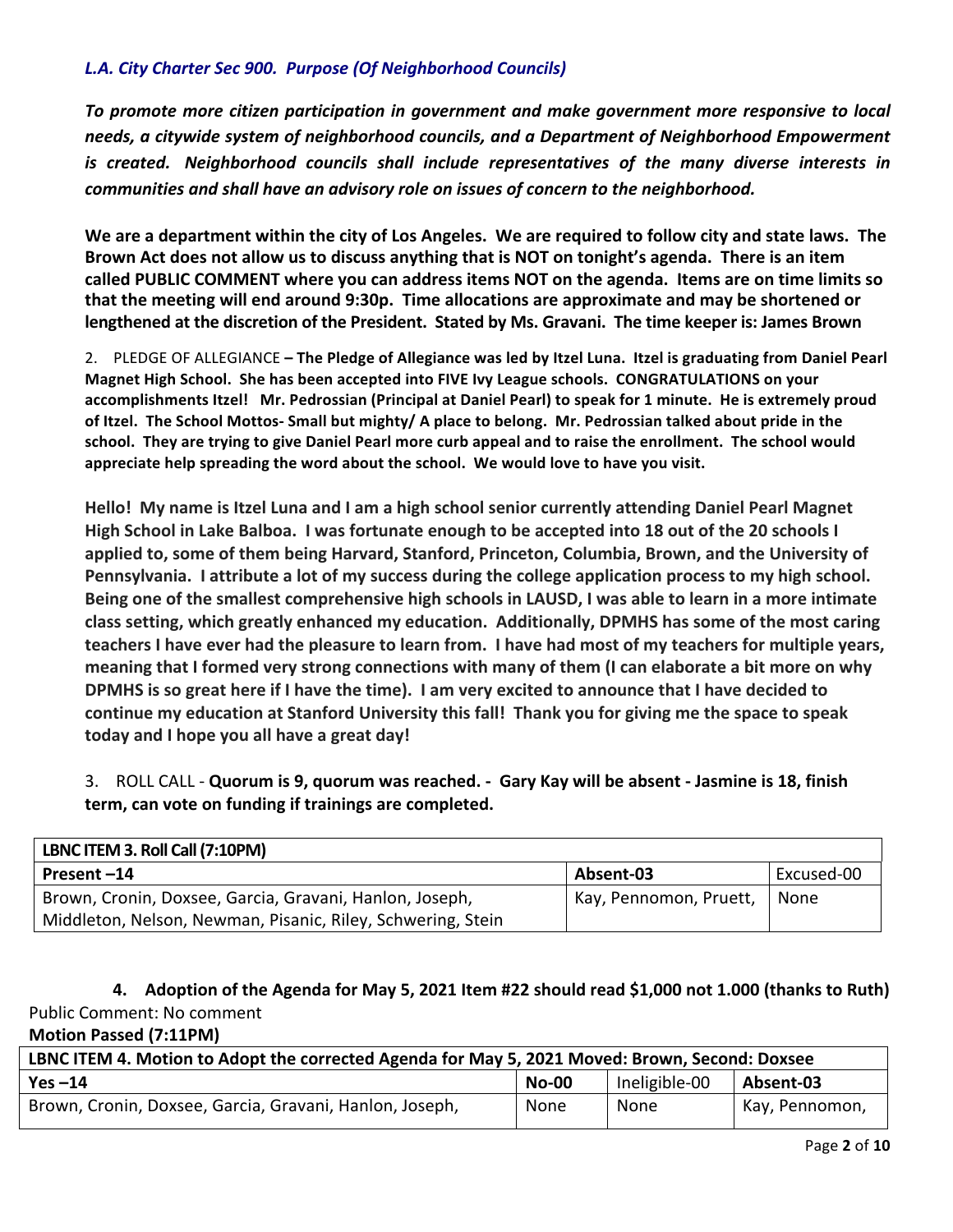*L.A. City Charter Sec 900. Purpose (Of Neighborhood Councils)*

***To promote more citizen participation in government and make government more responsive to local needs, a citywide system of neighborhood councils, and a Department of Neighborhood Empowerment is created. Neighborhood councils shall include representatives of the many diverse interests in communities and shall have an advisory role on issues of concern to the neighborhood.***

**We are a department within the city of Los Angeles. We are required to follow city and state laws. The Brown Act does not allow us to discuss anything that is NOT on tonight's agenda. There is an item called PUBLIC COMMENT where you can address items NOT on the agenda. Items are on time limits so that the meeting will end around 9:30p. Time allocations are approximate and may be shortened or lengthened at the discretion of the President. Stated by Ms. Gravani. The time keeper is: James Brown**

2. PLEDGE OF ALLEGIANCE **– The Pledge of Allegiance was led by Itzel Luna. Itzel is graduating from Daniel Pearl Magnet High School. She has been accepted into FIVE Ivy League schools. CONGRATULATIONS on your accomplishments Itzel! Mr. Pedrossian (Principal at Daniel Pearl) to speak for 1 minute. He is extremely proud of Itzel. The School Mottos- Small but mighty/ A place to belong. Mr. Pedrossian talked about pride in the school. They are trying to give Daniel Pearl more curb appeal and to raise the enrollment. The school would appreciate help spreading the word about the school. We would love to have you visit.**

**Hello! My name is Itzel Luna and I am a high school senior currently attending Daniel Pearl Magnet High School in Lake Balboa. I was fortunate enough to be accepted into 18 out of the 20 schools I applied to, some of them being Harvard, Stanford, Princeton, Columbia, Brown, and the University of Pennsylvania. I attribute a lot of my success during the college application process to my high school. Being one of the smallest comprehensive high schools in LAUSD, I was able to learn in a more intimate class setting, which greatly enhanced my education. Additionally, DPMHS has some of the most caring teachers I have ever had the pleasure to learn from. I have had most of my teachers for multiple years, meaning that I formed very strong connections with many of them (I can elaborate a bit more on why DPMHS is so great here if I have the time). I am very excited to announce that I have decided to continue my education at Stanford University this fall! Thank you for giving me the space to speak today and I hope you all have a great day!**

3. ROLL CALL - **Quorum is 9, quorum was reached. - Gary Kay will be absent - Jasmine is 18, finish term, can vote on funding if trainings are completed.**

| LBNC ITEM 3. Roll Call (7:10PM) | | |
|---|---|---|
| **Present –14** | **Absent-03** | Excused-00 |
| Brown, Cronin, Doxsee, Garcia, Gravani, Hanlon, Joseph, Middleton, Nelson, Newman, Pisanic, Riley, Schwering, Stein | Kay, Pennomon, Pruett, | None |

**4. Adoption of the Agenda for May 5, 2021 Item #22 should read $1,000 not 1.000 (thanks to Ruth)**

Public Comment: No comment

**Motion Passed (7:11PM)**

| LBNC ITEM 4. Motion to Adopt the corrected Agenda for May 5, 2021 Moved: Brown, Second: Doxsee | | | |
|---|---|---|---|
| **Yes –14** | **No-00** | Ineligible-00 | **Absent-03** |
| Brown, Cronin, Doxsee, Garcia, Gravani, Hanlon, Joseph, | None | None | Kay, Pennomon, |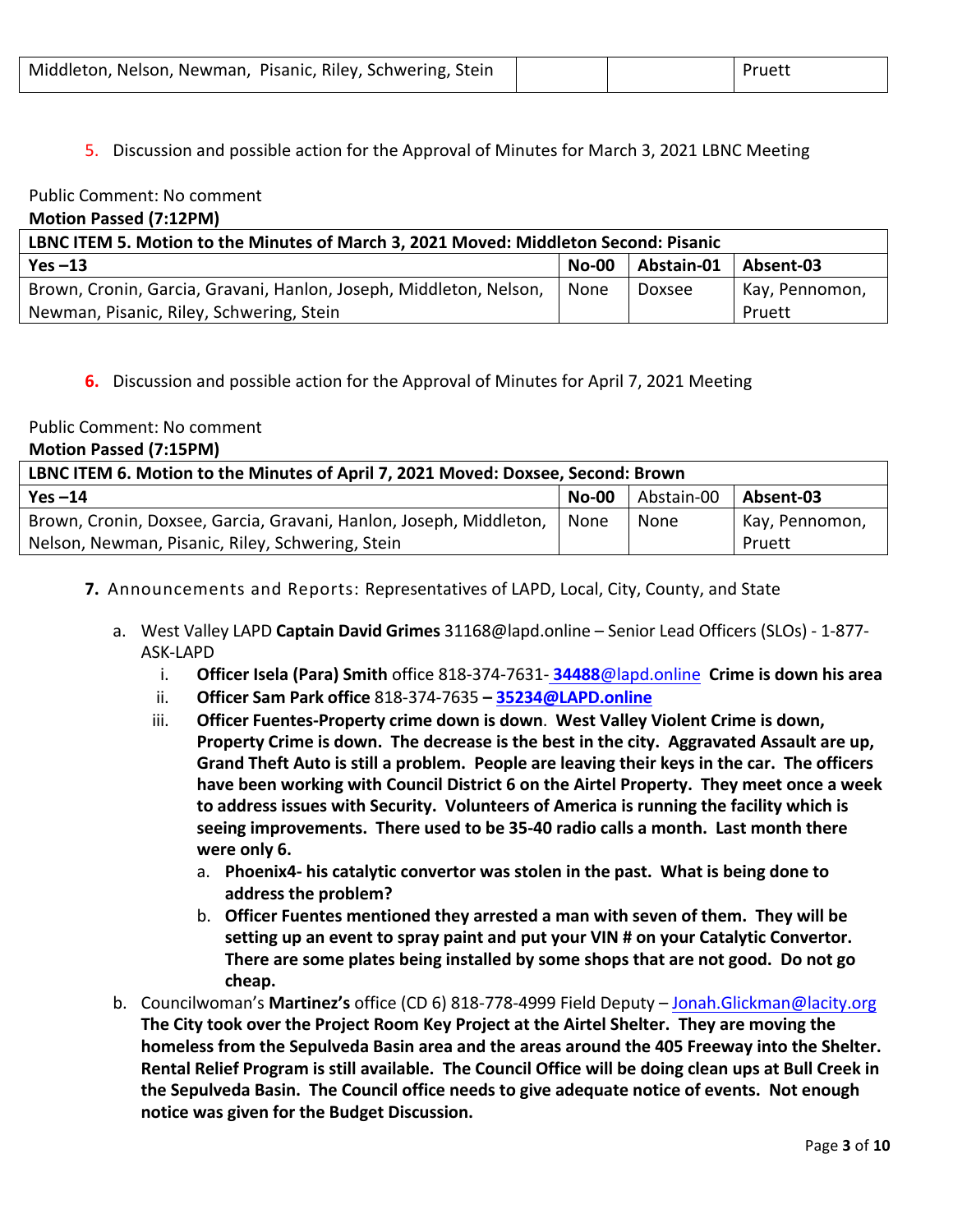| Middleton, Nelson, Newman, Pisanic, Riley, Schwering, Stein | | | Pruett |
|---|---|---|---|

5. Discussion and possible action for the Approval of Minutes for March 3, 2021 LBNC Meeting

Public Comment: No comment

**Motion Passed (7:12PM)**

| LBNC ITEM 5. Motion to the Minutes of March 3, 2021 Moved: Middleton Second: Pisanic | | | |
|---|---|---|---|
| **Yes –13** | **No-00** | **Abstain-01** | **Absent-03** |
| Brown, Cronin, Garcia, Gravani, Hanlon, Joseph, Middleton, Nelson, Newman, Pisanic, Riley, Schwering, Stein | None | Doxsee | Kay, Pennomon, Pruett |

**6.** Discussion and possible action for the Approval of Minutes for April 7, 2021 Meeting

Public Comment: No comment

**Motion Passed (7:15PM)**

| LBNC ITEM 6. Motion to the Minutes of April 7, 2021 Moved: Doxsee, Second: Brown | | | |
|---|---|---|---|
| **Yes –14** | **No-00** | Abstain-00 | **Absent-03** |
| Brown, Cronin, Doxsee, Garcia, Gravani, Hanlon, Joseph, Middleton, Nelson, Newman, Pisanic, Riley, Schwering, Stein | None | None | Kay, Pennomon, Pruett |

**7.** Announcements and Reports: Representatives of LAPD, Local, City, County, and State

a. West Valley LAPD **Captain David Grimes** 31168@lapd.online – Senior Lead Officers (SLOs) - 1-877-ASK-LAPD
   i. **Officer Isela (Para) Smith** office 818-374-7631- **34488**@lapd.online **Crime is down his area**
   ii. **Officer Sam Park office** 818-374-7635 **– 35234@LAPD.online**
   iii. **Officer Fuentes-Property crime down is down**. **West Valley Violent Crime is down, Property Crime is down. The decrease is the best in the city. Aggravated Assault are up, Grand Theft Auto is still a problem. People are leaving their keys in the car. The officers have been working with Council District 6 on the Airtel Property. They meet once a week to address issues with Security. Volunteers of America is running the facility which is seeing improvements. There used to be 35-40 radio calls a month. Last month there were only 6.**
      a. **Phoenix4- his catalytic convertor was stolen in the past. What is being done to address the problem?**
      b. **Officer Fuentes mentioned they arrested a man with seven of them. They will be setting up an event to spray paint and put your VIN # on your Catalytic Convertor. There are some plates being installed by some shops that are not good. Do not go cheap.**

b. Councilwoman's **Martinez's** office (CD 6) 818-778-4999 Field Deputy – Jonah.Glickman@lacity.org **The City took over the Project Room Key Project at the Airtel Shelter. They are moving the homeless from the Sepulveda Basin area and the areas around the 405 Freeway into the Shelter. Rental Relief Program is still available. The Council Office will be doing clean ups at Bull Creek in the Sepulveda Basin. The Council office needs to give adequate notice of events. Not enough notice was given for the Budget Discussion.**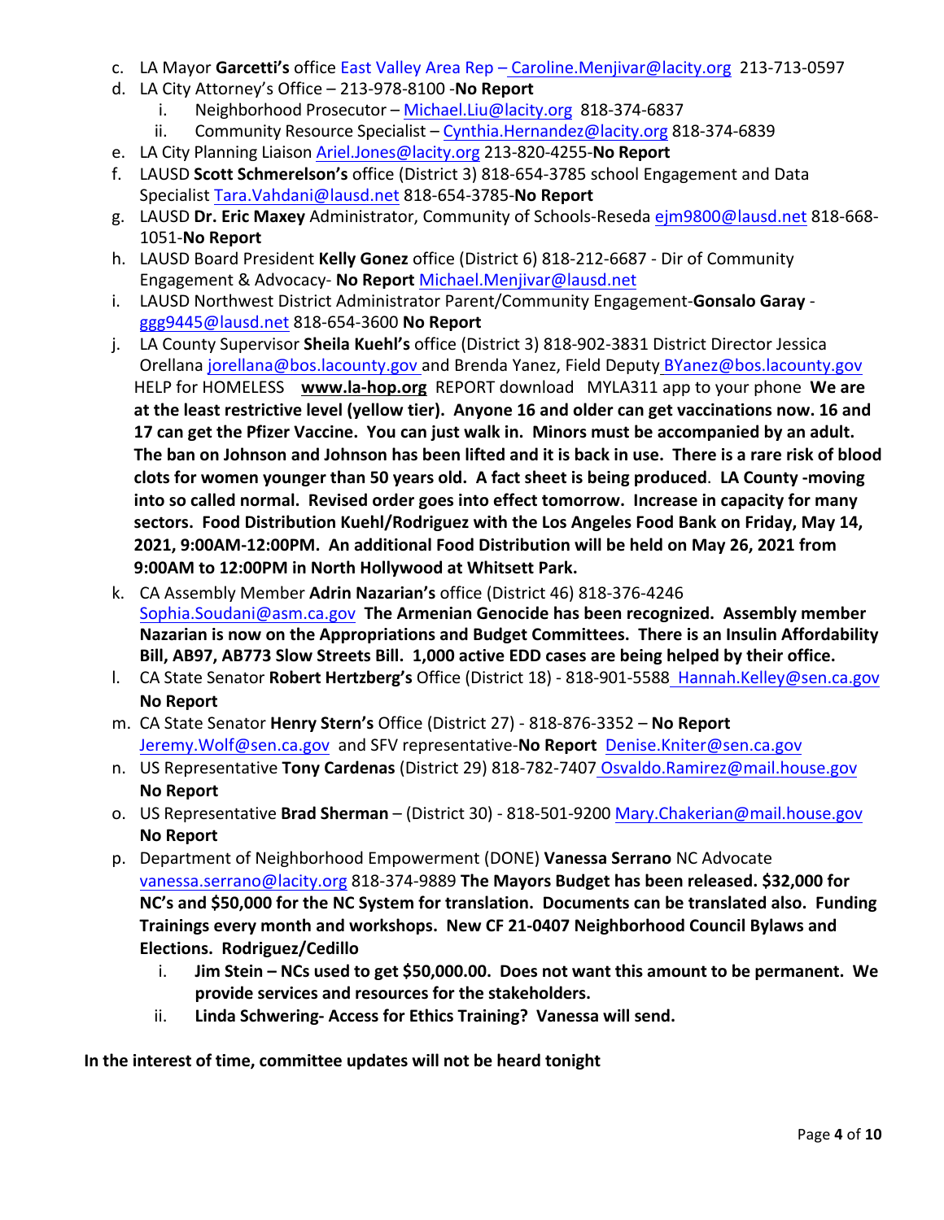c. LA Mayor **Garcetti's** office East Valley Area Rep – Caroline.Menjivar@lacity.org 213-713-0597

d. LA City Attorney's Office – 213-978-8100 -**No Report**

   i. Neighborhood Prosecutor – Michael.Liu@lacity.org 818-374-6837

   ii. Community Resource Specialist – Cynthia.Hernandez@lacity.org 818-374-6839

e. LA City Planning Liaison Ariel.Jones@lacity.org 213-820-4255-**No Report**

f. LAUSD **Scott Schmerelson's** office (District 3) 818-654-3785 school Engagement and Data Specialist Tara.Vahdani@lausd.net 818-654-3785-**No Report**

g. LAUSD **Dr. Eric Maxey** Administrator, Community of Schools-Reseda ejm9800@lausd.net 818-668-1051-**No Report**

h. LAUSD Board President **Kelly Gonez** office (District 6) 818-212-6687 - Dir of Community Engagement & Advocacy- **No Report** Michael.Menjivar@lausd.net

i. LAUSD Northwest District Administrator Parent/Community Engagement-**Gonsalo Garay** - ggg9445@lausd.net 818-654-3600 **No Report**

j. LA County Supervisor **Sheila Kuehl's** office (District 3) 818-902-3831 District Director Jessica Orellana jorellana@bos.lacounty.gov and Brenda Yanez, Field Deputy BYanez@bos.lacounty.gov HELP for HOMELESS **www.la-hop.org** REPORT download MYLA311 app to your phone **We are at the least restrictive level (yellow tier). Anyone 16 and older can get vaccinations now. 16 and 17 can get the Pfizer Vaccine. You can just walk in. Minors must be accompanied by an adult. The ban on Johnson and Johnson has been lifted and it is back in use. There is a rare risk of blood clots for women younger than 50 years old. A fact sheet is being produced**. **LA County -moving into so called normal. Revised order goes into effect tomorrow. Increase in capacity for many sectors. Food Distribution Kuehl/Rodriguez with the Los Angeles Food Bank on Friday, May 14, 2021, 9:00AM-12:00PM. An additional Food Distribution will be held on May 26, 2021 from 9:00AM to 12:00PM in North Hollywood at Whitsett Park.**

k. CA Assembly Member **Adrin Nazarian's** office (District 46) 818-376-4246 Sophia.Soudani@asm.ca.gov **The Armenian Genocide has been recognized. Assembly member Nazarian is now on the Appropriations and Budget Committees. There is an Insulin Affordability Bill, AB97, AB773 Slow Streets Bill. 1,000 active EDD cases are being helped by their office.**

l. CA State Senator **Robert Hertzberg's** Office (District 18) - 818-901-5588 Hannah.Kelley@sen.ca.gov **No Report**

m. CA State Senator **Henry Stern's** Office (District 27) - 818-876-3352 – **No Report** Jeremy.Wolf@sen.ca.gov and SFV representative-**No Report** Denise.Kniter@sen.ca.gov

n. US Representative **Tony Cardenas** (District 29) 818-782-7407 Osvaldo.Ramirez@mail.house.gov **No Report**

o. US Representative **Brad Sherman** – (District 30) - 818-501-9200 Mary.Chakerian@mail.house.gov **No Report**

p. Department of Neighborhood Empowerment (DONE) **Vanessa Serrano** NC Advocate vanessa.serrano@lacity.org 818-374-9889 **The Mayors Budget has been released. $32,000 for NC's and $50,000 for the NC System for translation. Documents can be translated also. Funding Trainings every month and workshops. New CF 21-0407 Neighborhood Council Bylaws and Elections. Rodriguez/Cedillo**

   i. **Jim Stein – NCs used to get $50,000.00. Does not want this amount to be permanent. We provide services and resources for the stakeholders.**

   ii. **Linda Schwering- Access for Ethics Training? Vanessa will send.**

**In the interest of time, committee updates will not be heard tonight**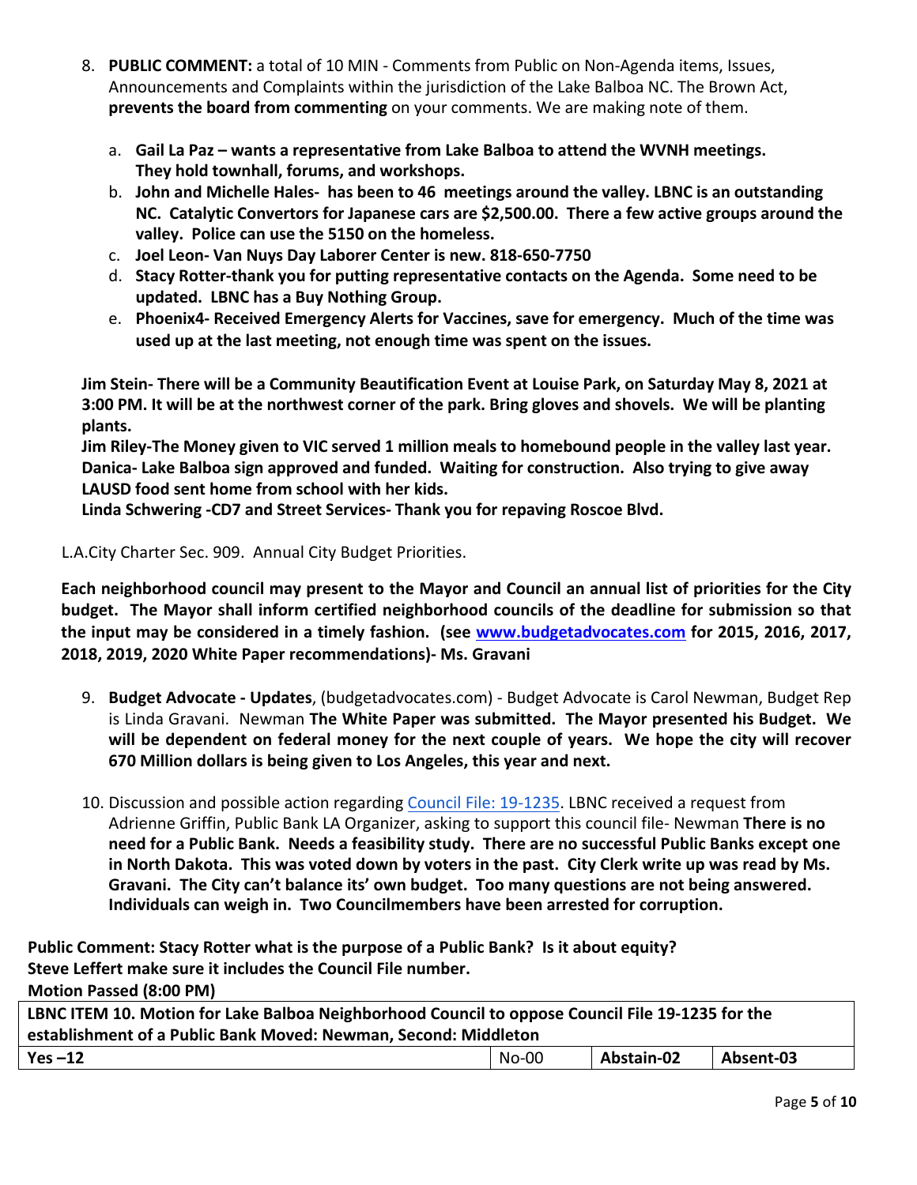8. **PUBLIC COMMENT:** a total of 10 MIN - Comments from Public on Non-Agenda items, Issues, Announcements and Complaints within the jurisdiction of the Lake Balboa NC. The Brown Act, **prevents the board from commenting** on your comments. We are making note of them.

   a. **Gail La Paz – wants a representative from Lake Balboa to attend the WVNH meetings. They hold townhall, forums, and workshops.**
   b. **John and Michelle Hales- has been to 46 meetings around the valley. LBNC is an outstanding NC. Catalytic Convertors for Japanese cars are $2,500.00. There a few active groups around the valley. Police can use the 5150 on the homeless.**
   c. **Joel Leon- Van Nuys Day Laborer Center is new. 818-650-7750**
   d. **Stacy Rotter-thank you for putting representative contacts on the Agenda. Some need to be updated. LBNC has a Buy Nothing Group.**
   e. **Phoenix4- Received Emergency Alerts for Vaccines, save for emergency. Much of the time was used up at the last meeting, not enough time was spent on the issues.**

**Jim Stein- There will be a Community Beautification Event at Louise Park, on Saturday May 8, 2021 at 3:00 PM. It will be at the northwest corner of the park. Bring gloves and shovels. We will be planting plants.**
**Jim Riley-The Money given to VIC served 1 million meals to homebound people in the valley last year.**
**Danica- Lake Balboa sign approved and funded. Waiting for construction. Also trying to give away LAUSD food sent home from school with her kids.**
**Linda Schwering -CD7 and Street Services- Thank you for repaving Roscoe Blvd.**

L.A.City Charter Sec. 909. Annual City Budget Priorities.

**Each neighborhood council may present to the Mayor and Council an annual list of priorities for the City budget. The Mayor shall inform certified neighborhood councils of the deadline for submission so that the input may be considered in a timely fashion. (see [www.budgetadvocates.com](www.budgetadvocates.com) for 2015, 2016, 2017, 2018, 2019, 2020 White Paper recommendations)- Ms. Gravani**

9. **Budget Advocate - Updates**, (budgetadvocates.com) - Budget Advocate is Carol Newman, Budget Rep is Linda Gravani. Newman **The White Paper was submitted. The Mayor presented his Budget. We will be dependent on federal money for the next couple of years. We hope the city will recover 670 Million dollars is being given to Los Angeles, this year and next.**

10. Discussion and possible action regarding [Council File: 19-1235](Council File: 19-1235). LBNC received a request from Adrienne Griffin, Public Bank LA Organizer, asking to support this council file- Newman **There is no need for a Public Bank. Needs a feasibility study. There are no successful Public Banks except one in North Dakota. This was voted down by voters in the past. City Clerk write up was read by Ms. Gravani. The City can't balance its' own budget. Too many questions are not being answered. Individuals can weigh in. Two Councilmembers have been arrested for corruption.**

**Public Comment: Stacy Rotter what is the purpose of a Public Bank? Is it about equity?**
**Steve Leffert make sure it includes the Council File number.**
**Motion Passed (8:00 PM)**

| **LBNC ITEM 10. Motion for Lake Balboa Neighborhood Council to oppose Council File 19-1235 for the establishment of a Public Bank Moved: Newman, Second: Middleton** | | | |
|---|---|---|---|
| **Yes –12** | No-00 | **Abstain-02** | **Absent-03** |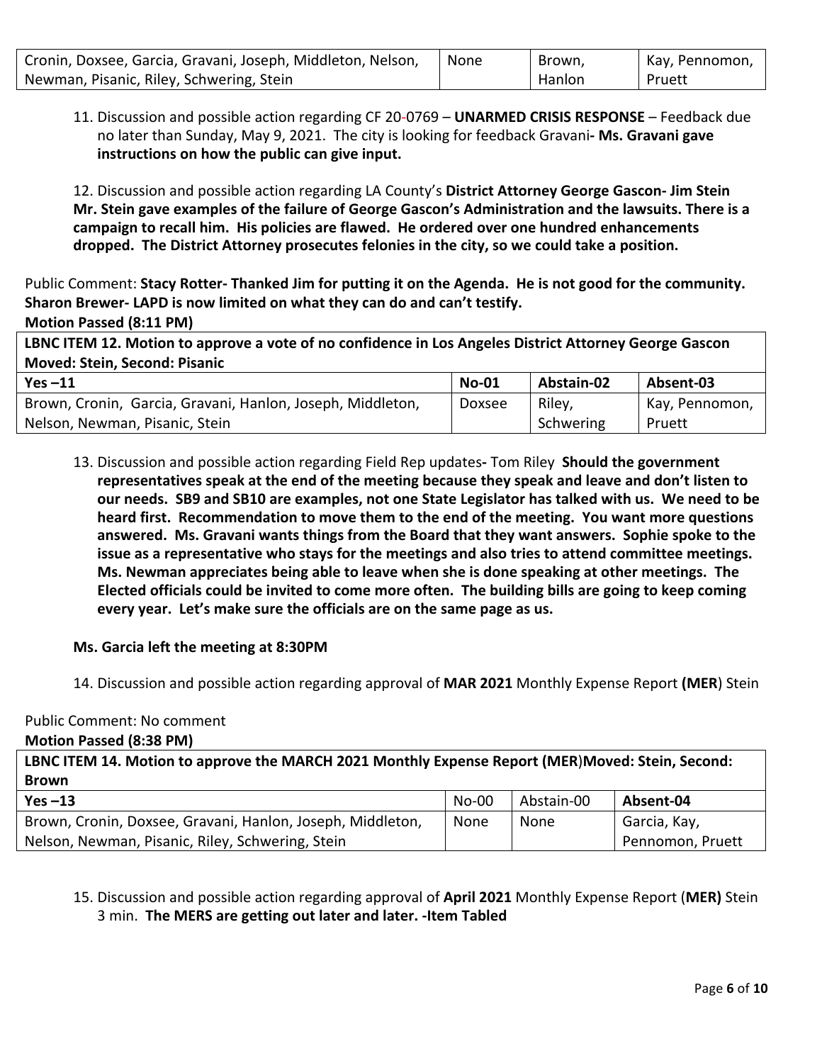| Cronin, Doxsee, Garcia, Gravani, Joseph, Middleton, Nelson, Newman, Pisanic, Riley, Schwering, Stein | None | Brown, Hanlon | Kay, Pennomon, Pruett |
|---|---|---|---|

11. Discussion and possible action regarding CF 20-0769 – **UNARMED CRISIS RESPONSE** – Feedback due no later than Sunday, May 9, 2021. The city is looking for feedback Gravani**- Ms. Gravani gave instructions on how the public can give input.**

12. Discussion and possible action regarding LA County's **District Attorney George Gascon- Jim Stein Mr. Stein gave examples of the failure of George Gascon's Administration and the lawsuits. There is a campaign to recall him. His policies are flawed. He ordered over one hundred enhancements dropped. The District Attorney prosecutes felonies in the city, so we could take a position.**

Public Comment: **Stacy Rotter- Thanked Jim for putting it on the Agenda. He is not good for the community. Sharon Brewer- LAPD is now limited on what they can do and can't testify.**

**Motion Passed (8:11 PM)**

| **LBNC ITEM 12. Motion to approve a vote of no confidence in Los Angeles District Attorney George Gascon Moved: Stein, Second: Pisanic** | | | |
|---|---|---|---|
| **Yes –11** | **No-01** | **Abstain-02** | **Absent-03** |
| Brown, Cronin, Garcia, Gravani, Hanlon, Joseph, Middleton, Nelson, Newman, Pisanic, Stein | Doxsee | Riley, Schwering | Kay, Pennomon, Pruett |

13. Discussion and possible action regarding Field Rep updates**-** Tom Riley **Should the government representatives speak at the end of the meeting because they speak and leave and don't listen to our needs. SB9 and SB10 are examples, not one State Legislator has talked with us. We need to be heard first. Recommendation to move them to the end of the meeting. You want more questions answered. Ms. Gravani wants things from the Board that they want answers. Sophie spoke to the issue as a representative who stays for the meetings and also tries to attend committee meetings. Ms. Newman appreciates being able to leave when she is done speaking at other meetings. The Elected officials could be invited to come more often. The building bills are going to keep coming every year. Let's make sure the officials are on the same page as us.**

**Ms. Garcia left the meeting at 8:30PM**

14. Discussion and possible action regarding approval of **MAR 2021** Monthly Expense Report **(MER**) Stein

Public Comment: No comment

**Motion Passed (8:38 PM)**

| **LBNC ITEM 14. Motion to approve the MARCH 2021 Monthly Expense Report (MER)Moved: Stein, Second: Brown** | | | |
|---|---|---|---|
| **Yes –13** | No-00 | Abstain-00 | **Absent-04** |
| Brown, Cronin, Doxsee, Gravani, Hanlon, Joseph, Middleton, Nelson, Newman, Pisanic, Riley, Schwering, Stein | None | None | Garcia, Kay, Pennomon, Pruett |

15. Discussion and possible action regarding approval of **April 2021** Monthly Expense Report (**MER)** Stein 3 min. **The MERS are getting out later and later. -Item Tabled**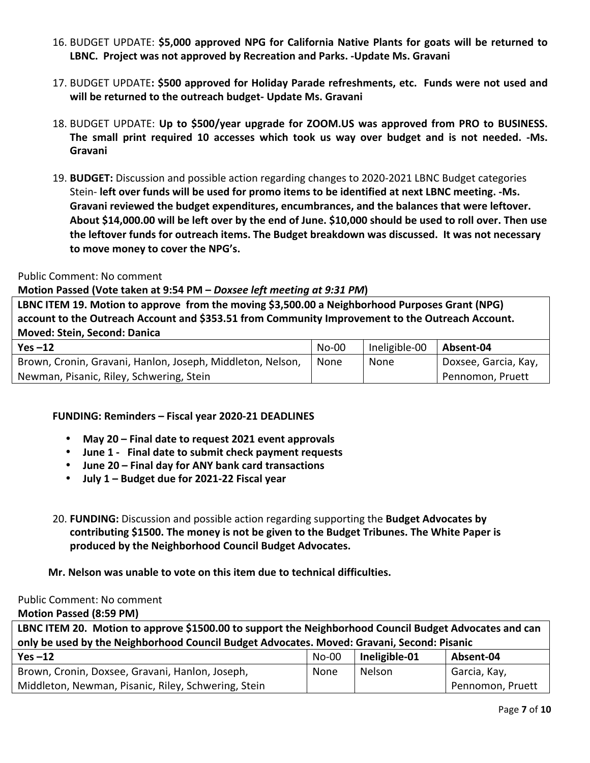16. BUDGET UPDATE: **$5,000 approved NPG for California Native Plants for goats will be returned to LBNC. Project was not approved by Recreation and Parks. -Update Ms. Gravani**

17. BUDGET UPDATE**: $500 approved for Holiday Parade refreshments, etc. Funds were not used and will be returned to the outreach budget- Update Ms. Gravani**

18. BUDGET UPDATE: **Up to $500/year upgrade for ZOOM.US was approved from PRO to BUSINESS. The small print required 10 accesses which took us way over budget and is not needed. -Ms. Gravani**

19. **BUDGET:** Discussion and possible action regarding changes to 2020-2021 LBNC Budget categories Stein- **left over funds will be used for promo items to be identified at next LBNC meeting. -Ms. Gravani reviewed the budget expenditures, encumbrances, and the balances that were leftover. About $14,000.00 will be left over by the end of June. $10,000 should be used to roll over. Then use the leftover funds for outreach items. The Budget breakdown was discussed. It was not necessary to move money to cover the NPG's.**

Public Comment: No comment

**Motion Passed (Vote taken at 9:54 PM –** ***Doxsee left meeting at 9:31 PM*****)**

| **LBNC ITEM 19. Motion to approve from the moving $3,500.00 a Neighborhood Purposes Grant (NPG) account to the Outreach Account and $353.51 from Community Improvement to the Outreach Account. Moved: Stein, Second: Danica** | | | |
|---|---|---|---|
| **Yes –12** | No-00 | Ineligible-00 | **Absent-04** |
| Brown, Cronin, Gravani, Hanlon, Joseph, Middleton, Nelson, Newman, Pisanic, Riley, Schwering, Stein | None | None | Doxsee, Garcia, Kay, Pennomon, Pruett |

**FUNDING: Reminders – Fiscal year 2020-21 DEADLINES**

- **May 20 – Final date to request 2021 event approvals**
- **June 1 - Final date to submit check payment requests**
- **June 20 – Final day for ANY bank card transactions**
- **July 1 – Budget due for 2021-22 Fiscal year**

20. **FUNDING:** Discussion and possible action regarding supporting the **Budget Advocates by contributing $1500. The money is not be given to the Budget Tribunes. The White Paper is produced by the Neighborhood Council Budget Advocates.**

**Mr. Nelson was unable to vote on this item due to technical difficulties.**

Public Comment: No comment

**Motion Passed (8:59 PM)**

| **LBNC ITEM 20. Motion to approve $1500.00 to support the Neighborhood Council Budget Advocates and can only be used by the Neighborhood Council Budget Advocates. Moved: Gravani, Second: Pisanic** | | | |
|---|---|---|---|
| **Yes –12** | No-00 | **Ineligible-01** | **Absent-04** |
| Brown, Cronin, Doxsee, Gravani, Hanlon, Joseph, Middleton, Newman, Pisanic, Riley, Schwering, Stein | None | Nelson | Garcia, Kay, Pennomon, Pruett |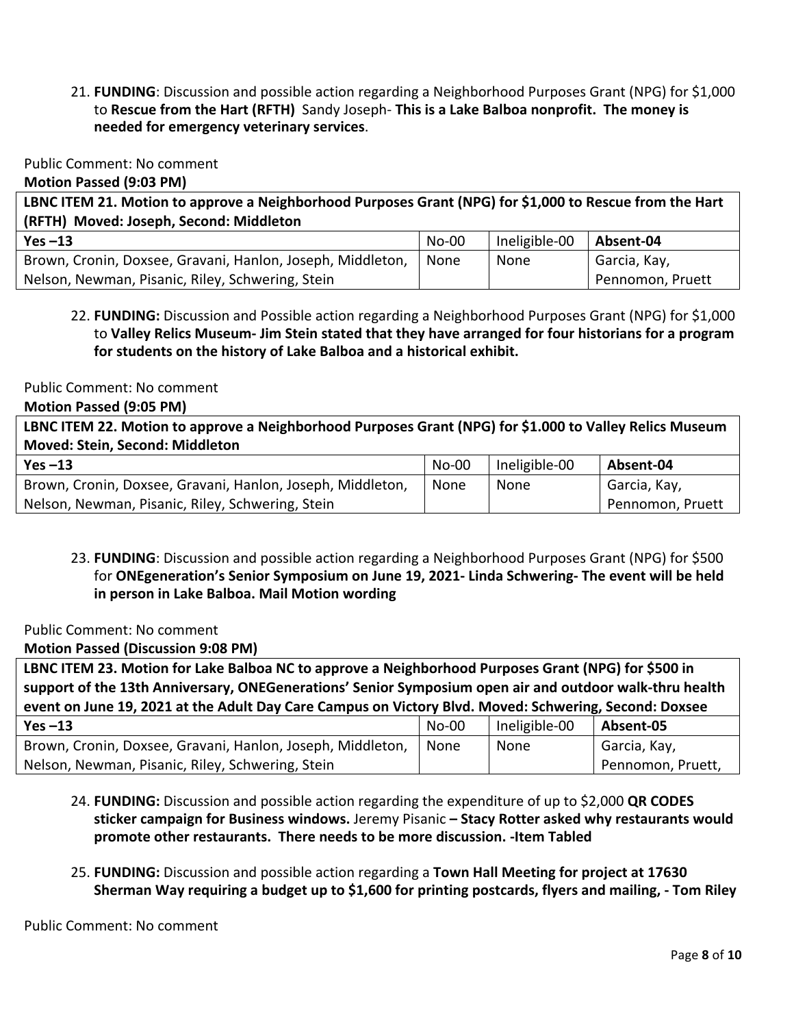21. **FUNDING**: Discussion and possible action regarding a Neighborhood Purposes Grant (NPG) for $1,000 to **Rescue from the Hart (RFTH)** Sandy Joseph- **This is a Lake Balboa nonprofit. The money is needed for emergency veterinary services**.

Public Comment: No comment

**Motion Passed (9:03 PM)**

| **LBNC ITEM 21. Motion to approve a Neighborhood Purposes Grant (NPG) for $1,000 to Rescue from the Hart (RFTH) Moved: Joseph, Second: Middleton** | | | |
|---|---|---|---|
| **Yes –13** | No-00 | Ineligible-00 | **Absent-04** |
| Brown, Cronin, Doxsee, Gravani, Hanlon, Joseph, Middleton, Nelson, Newman, Pisanic, Riley, Schwering, Stein | None | None | Garcia, Kay, Pennomon, Pruett |

22. **FUNDING:** Discussion and Possible action regarding a Neighborhood Purposes Grant (NPG) for $1,000 to **Valley Relics Museum- Jim Stein stated that they have arranged for four historians for a program for students on the history of Lake Balboa and a historical exhibit.**

Public Comment: No comment

**Motion Passed (9:05 PM)**

| **LBNC ITEM 22. Motion to approve a Neighborhood Purposes Grant (NPG) for $1.000 to Valley Relics Museum Moved: Stein, Second: Middleton** | | | |
|---|---|---|---|
| **Yes –13** | No-00 | Ineligible-00 | **Absent-04** |
| Brown, Cronin, Doxsee, Gravani, Hanlon, Joseph, Middleton, Nelson, Newman, Pisanic, Riley, Schwering, Stein | None | None | Garcia, Kay, Pennomon, Pruett |

23. **FUNDING**: Discussion and possible action regarding a Neighborhood Purposes Grant (NPG) for $500 for **ONEgeneration's Senior Symposium on June 19, 2021- Linda Schwering- The event will be held in person in Lake Balboa. Mail Motion wording**

Public Comment: No comment

**Motion Passed (Discussion 9:08 PM)**

| **LBNC ITEM 23. Motion for Lake Balboa NC to approve a Neighborhood Purposes Grant (NPG) for $500 in support of the 13th Anniversary, ONEGenerations' Senior Symposium open air and outdoor walk-thru health event on June 19, 2021 at the Adult Day Care Campus on Victory Blvd. Moved: Schwering, Second: Doxsee** | | | |
|---|---|---|---|
| **Yes –13** | No-00 | Ineligible-00 | **Absent-05** |
| Brown, Cronin, Doxsee, Gravani, Hanlon, Joseph, Middleton, Nelson, Newman, Pisanic, Riley, Schwering, Stein | None | None | Garcia, Kay, Pennomon, Pruett, |

24. **FUNDING:** Discussion and possible action regarding the expenditure of up to $2,000 **QR CODES sticker campaign for Business windows.** Jeremy Pisanic **– Stacy Rotter asked why restaurants would promote other restaurants. There needs to be more discussion. -Item Tabled**

25. **FUNDING:** Discussion and possible action regarding a **Town Hall Meeting for project at 17630 Sherman Way requiring a budget up to $1,600 for printing postcards, flyers and mailing, - Tom Riley**

Public Comment: No comment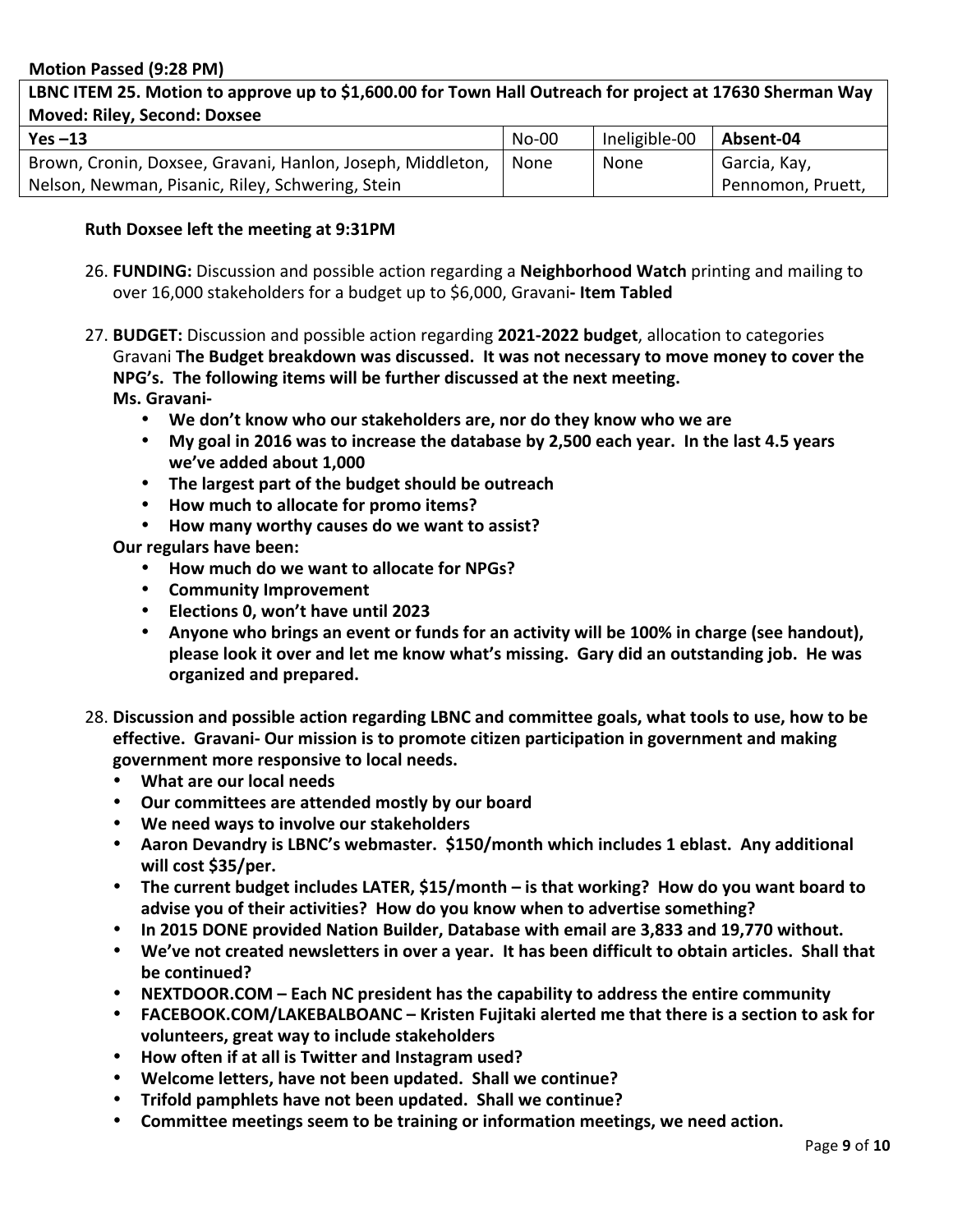**Motion Passed (9:28 PM)**

| LBNC ITEM 25. Motion to approve up to $1,600.00 for Town Hall Outreach for project at 17630 Sherman Way<br>Moved: Riley, Second: Doxsee | | | |
|---|---|---|---|
| **Yes –13** | No-00 | Ineligible-00 | **Absent-04** |
| Brown, Cronin, Doxsee, Gravani, Hanlon, Joseph, Middleton, Nelson, Newman, Pisanic, Riley, Schwering, Stein | None | None | Garcia, Kay, Pennomon, Pruett, |

**Ruth Doxsee left the meeting at 9:31PM**

26. **FUNDING:** Discussion and possible action regarding a **Neighborhood Watch** printing and mailing to over 16,000 stakeholders for a budget up to $6,000, Gravani**- Item Tabled**

27. **BUDGET:** Discussion and possible action regarding **2021-2022 budget**, allocation to categories Gravani **The Budget breakdown was discussed. It was not necessary to move money to cover the NPG's. The following items will be further discussed at the next meeting.**
**Ms. Gravani-**
    - **We don't know who our stakeholders are, nor do they know who we are**
    - **My goal in 2016 was to increase the database by 2,500 each year. In the last 4.5 years we've added about 1,000**
    - **The largest part of the budget should be outreach**
    - **How much to allocate for promo items?**
    - **How many worthy causes do we want to assist?**

    **Our regulars have been:**
    - **How much do we want to allocate for NPGs?**
    - **Community Improvement**
    - **Elections 0, won't have until 2023**
    - **Anyone who brings an event or funds for an activity will be 100% in charge (see handout), please look it over and let me know what's missing. Gary did an outstanding job. He was organized and prepared.**

28. **Discussion and possible action regarding LBNC and committee goals, what tools to use, how to be effective. Gravani- Our mission is to promote citizen participation in government and making government more responsive to local needs.**
    - **What are our local needs**
    - **Our committees are attended mostly by our board**
    - **We need ways to involve our stakeholders**
    - **Aaron Devandry is LBNC's webmaster. $150/month which includes 1 eblast. Any additional will cost $35/per.**
    - **The current budget includes LATER, $15/month – is that working? How do you want board to advise you of their activities? How do you know when to advertise something?**
    - **In 2015 DONE provided Nation Builder, Database with email are 3,833 and 19,770 without.**
    - **We've not created newsletters in over a year. It has been difficult to obtain articles. Shall that be continued?**
    - **NEXTDOOR.COM – Each NC president has the capability to address the entire community**
    - **FACEBOOK.COM/LAKEBALBOANC – Kristen Fujitaki alerted me that there is a section to ask for volunteers, great way to include stakeholders**
    - **How often if at all is Twitter and Instagram used?**
    - **Welcome letters, have not been updated. Shall we continue?**
    - **Trifold pamphlets have not been updated. Shall we continue?**
    - **Committee meetings seem to be training or information meetings, we need action.**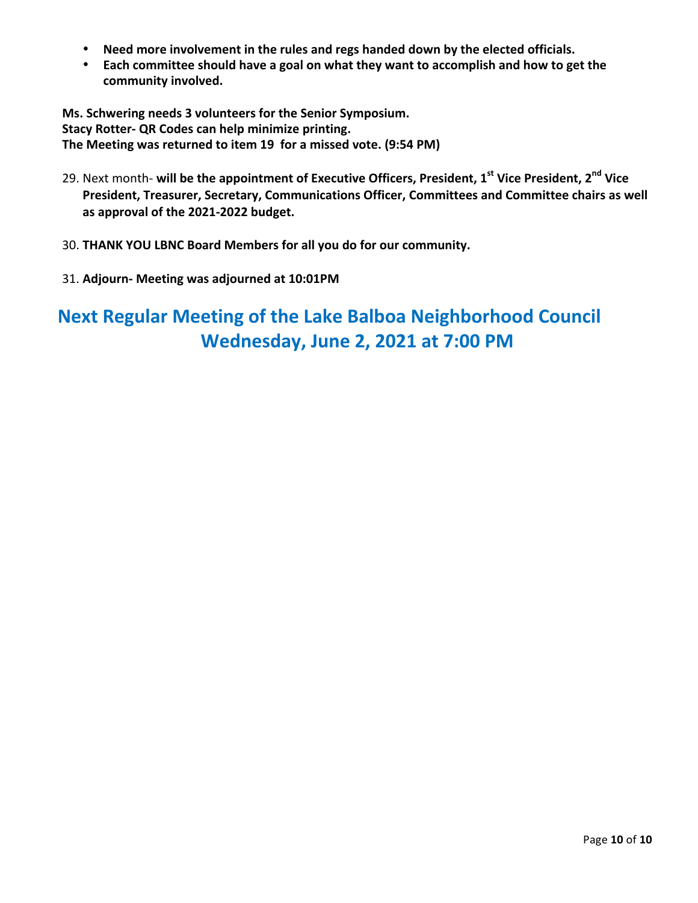- **Need more involvement in the rules and regs handed down by the elected officials.**
- **Each committee should have a goal on what they want to accomplish and how to get the community involved.**

**Ms. Schwering needs 3 volunteers for the Senior Symposium.**
**Stacy Rotter- QR Codes can help minimize printing.**
**The Meeting was returned to item 19 for a missed vote. (9:54 PM)**

29. Next month- **will be the appointment of Executive Officers, President, 1st Vice President, 2nd Vice President, Treasurer, Secretary, Communications Officer, Committees and Committee chairs as well as approval of the 2021-2022 budget.**

30. **THANK YOU LBNC Board Members for all you do for our community.**

31. **Adjourn- Meeting was adjourned at 10:01PM**

## Next Regular Meeting of the Lake Balboa Neighborhood Council Wednesday, June 2, 2021 at 7:00 PM